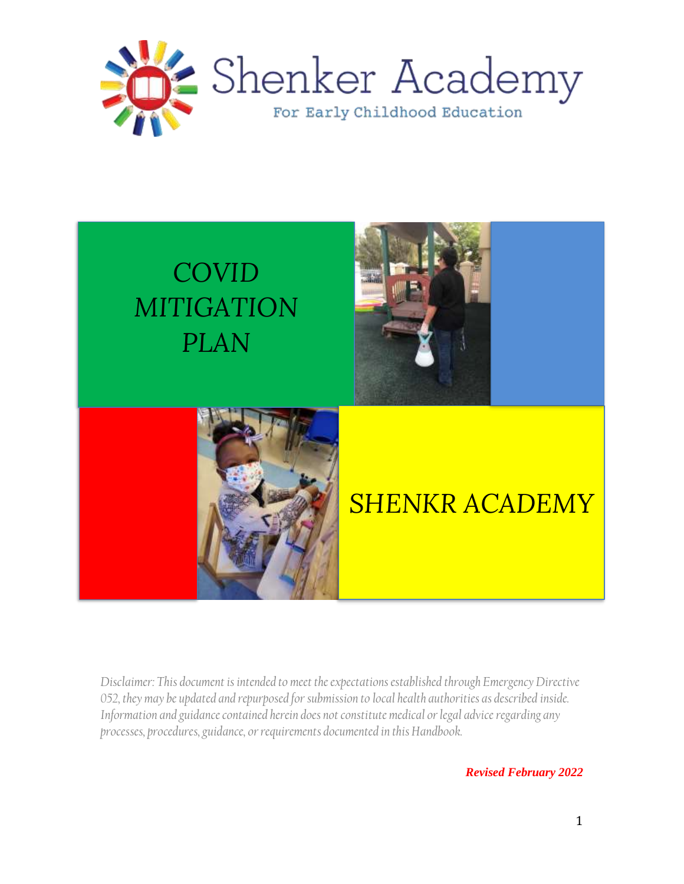Shenker Academy

For Early Childhood Education

# COVID MITIGATION PLAN

## SHENKR ACADEMY

*Disclaimer: This document is intended to meet the expectations established through Emergency Directive 052, they may be updated and repurposed for submission to local health authorities as described inside. Information and guidance contained herein does not constitute medical or legal advice regarding any processes, procedures, guidance, or requirements documented in this Handbook.*

***Revised February 2022***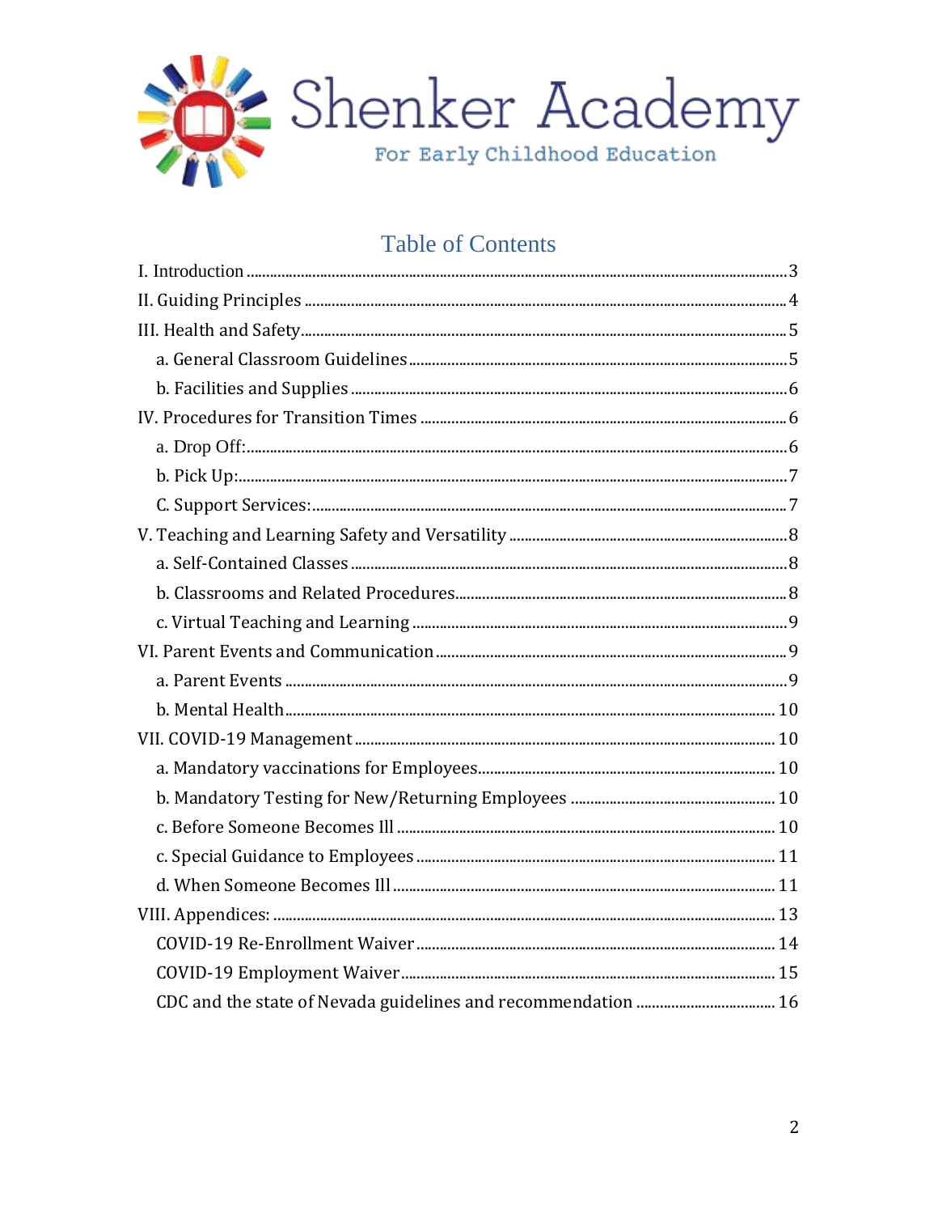Shenker Academy

For Early Childhood Education

# Table of Contents

I. Introduction .......... 3

II. Guiding Principles .......... 4

III. Health and Safety .......... 5

- a. General Classroom Guidelines .......... 5
- b. Facilities and Supplies .......... 6

IV. Procedures for Transition Times .......... 6

- a. Drop Off: .......... 6
- b. Pick Up: .......... 7
- C. Support Services: .......... 7

V. Teaching and Learning Safety and Versatility .......... 8

- a. Self-Contained Classes .......... 8
- b. Classrooms and Related Procedures .......... 8
- c. Virtual Teaching and Learning .......... 9

VI. Parent Events and Communication .......... 9

- a. Parent Events .......... 9
- b. Mental Health .......... 10

VII. COVID-19 Management .......... 10

- a. Mandatory vaccinations for Employees .......... 10
- b. Mandatory Testing for New/Returning Employees .......... 10
- c. Before Someone Becomes Ill .......... 10
- c. Special Guidance to Employees .......... 11
- d. When Someone Becomes Ill .......... 11

VIII. Appendices: .......... 13

- COVID-19 Re-Enrollment Waiver .......... 14
- COVID-19 Employment Waiver .......... 15
- CDC and the state of Nevada guidelines and recommendation .......... 16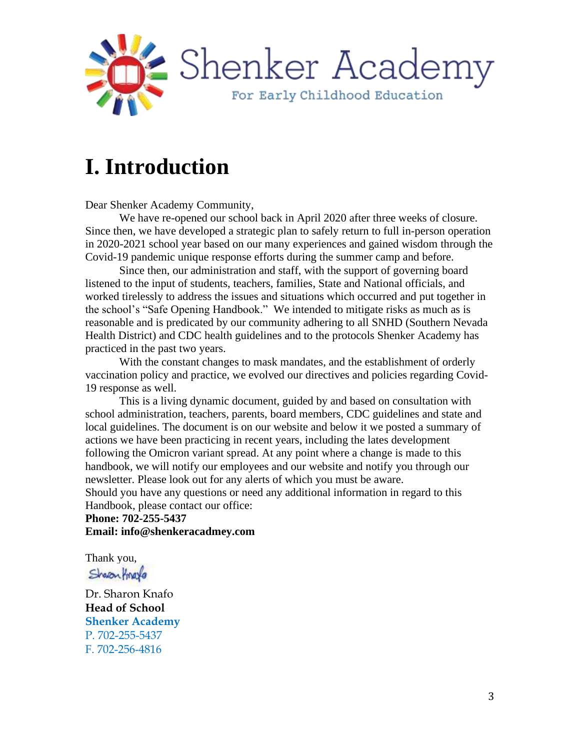Shenker Academy

For Early Childhood Education

# I. Introduction

Dear Shenker Academy Community,

We have re-opened our school back in April 2020 after three weeks of closure. Since then, we have developed a strategic plan to safely return to full in-person operation in 2020-2021 school year based on our many experiences and gained wisdom through the Covid-19 pandemic unique response efforts during the summer camp and before.

Since then, our administration and staff, with the support of governing board listened to the input of students, teachers, families, State and National officials, and worked tirelessly to address the issues and situations which occurred and put together in the school's "Safe Opening Handbook." We intended to mitigate risks as much as is reasonable and is predicated by our community adhering to all SNHD (Southern Nevada Health District) and CDC health guidelines and to the protocols Shenker Academy has practiced in the past two years.

With the constant changes to mask mandates, and the establishment of orderly vaccination policy and practice, we evolved our directives and policies regarding Covid-19 response as well.

This is a living dynamic document, guided by and based on consultation with school administration, teachers, parents, board members, CDC guidelines and state and local guidelines. The document is on our website and below it we posted a summary of actions we have been practicing in recent years, including the lates development following the Omicron variant spread. At any point where a change is made to this handbook, we will notify our employees and our website and notify you through our newsletter. Please look out for any alerts of which you must be aware.

Should you have any questions or need any additional information in regard to this Handbook, please contact our office:

**Phone: 702-255-5437**
**Email: info@shenkeracadmey.com**

Thank you,

Dr. Sharon Knafo
**Head of School**
**Shenker Academy**
P. 702-255-5437
F. 702-256-4816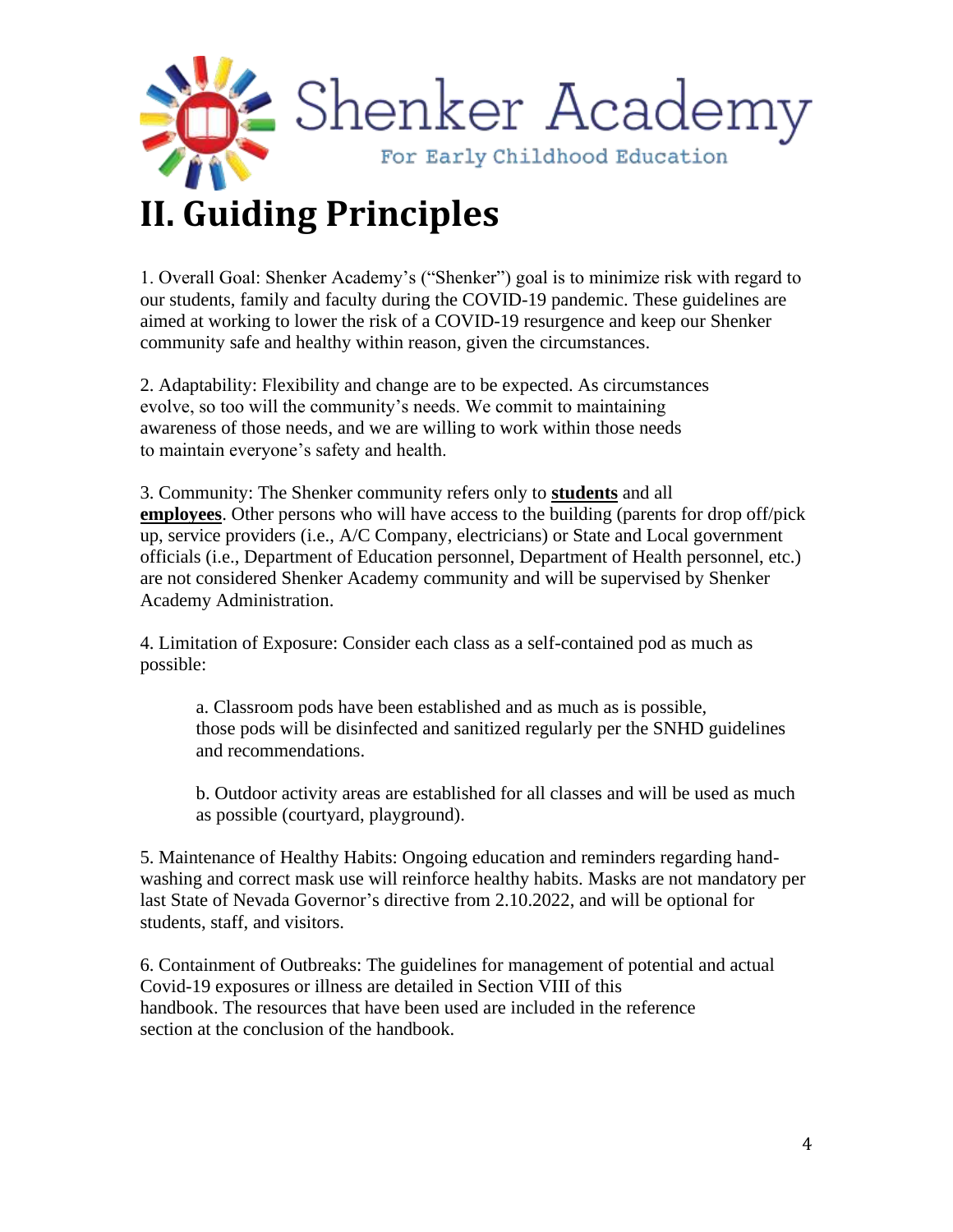# II. Guiding Principles

1. Overall Goal: Shenker Academy's ("Shenker") goal is to minimize risk with regard to our students, family and faculty during the COVID-19 pandemic. These guidelines are aimed at working to lower the risk of a COVID-19 resurgence and keep our Shenker community safe and healthy within reason, given the circumstances.

2. Adaptability: Flexibility and change are to be expected. As circumstances evolve, so too will the community's needs. We commit to maintaining awareness of those needs, and we are willing to work within those needs to maintain everyone's safety and health.

3. Community: The Shenker community refers only to **students** and all **employees**. Other persons who will have access to the building (parents for drop off/pick up, service providers (i.e., A/C Company, electricians) or State and Local government officials (i.e., Department of Education personnel, Department of Health personnel, etc.) are not considered Shenker Academy community and will be supervised by Shenker Academy Administration.

4. Limitation of Exposure: Consider each class as a self-contained pod as much as possible:

   a. Classroom pods have been established and as much as is possible, those pods will be disinfected and sanitized regularly per the SNHD guidelines and recommendations.

   b. Outdoor activity areas are established for all classes and will be used as much as possible (courtyard, playground).

5. Maintenance of Healthy Habits: Ongoing education and reminders regarding hand-washing and correct mask use will reinforce healthy habits. Masks are not mandatory per last State of Nevada Governor's directive from 2.10.2022, and will be optional for students, staff, and visitors.

6. Containment of Outbreaks: The guidelines for management of potential and actual Covid-19 exposures or illness are detailed in Section VIII of this handbook. The resources that have been used are included in the reference section at the conclusion of the handbook.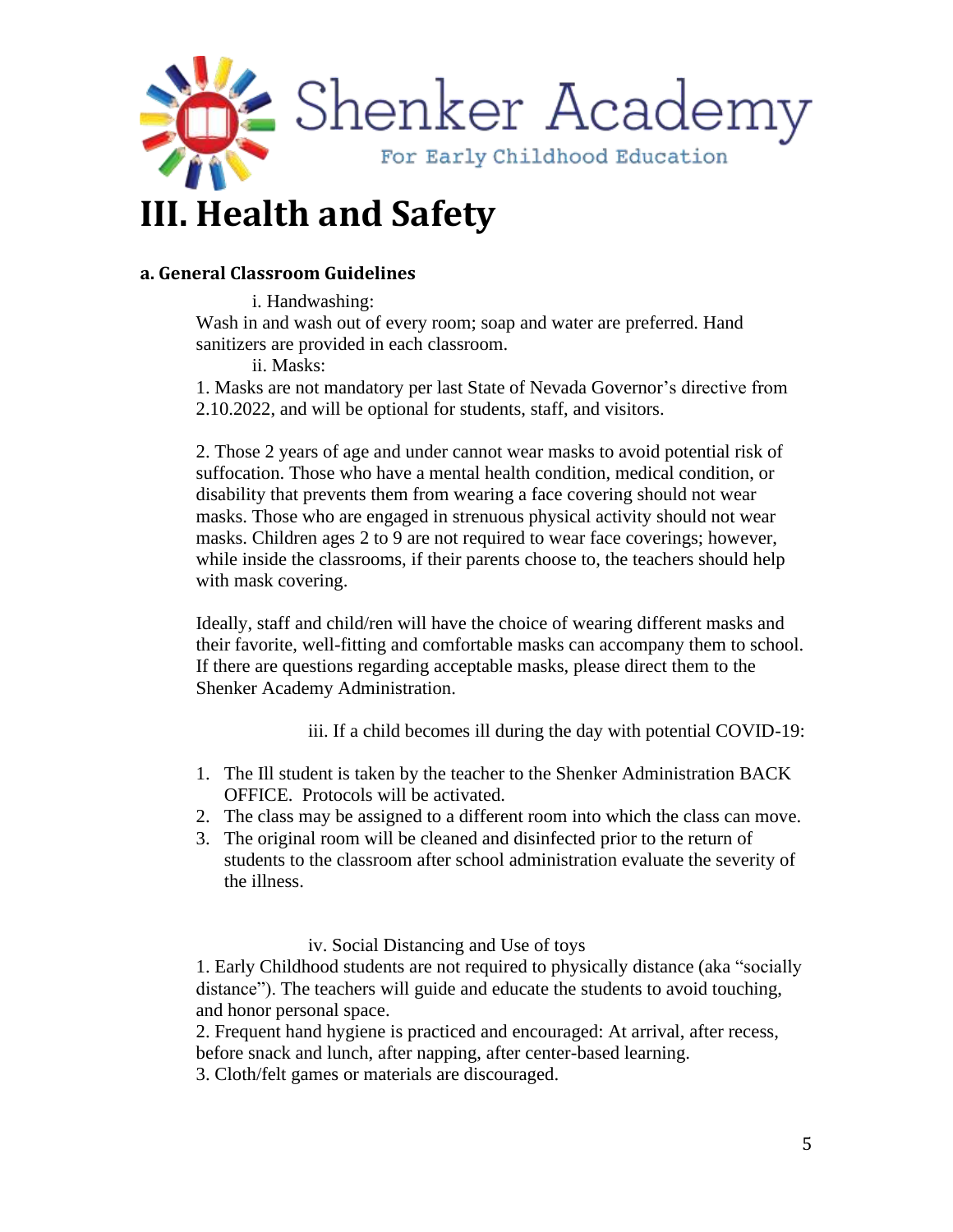# III. Health and Safety

### a. General Classroom Guidelines

i. Handwashing:

Wash in and wash out of every room; soap and water are preferred. Hand sanitizers are provided in each classroom.

ii. Masks:

1. Masks are not mandatory per last State of Nevada Governor's directive from 2.10.2022, and will be optional for students, staff, and visitors.

2. Those 2 years of age and under cannot wear masks to avoid potential risk of suffocation. Those who have a mental health condition, medical condition, or disability that prevents them from wearing a face covering should not wear masks. Those who are engaged in strenuous physical activity should not wear masks. Children ages 2 to 9 are not required to wear face coverings; however, while inside the classrooms, if their parents choose to, the teachers should help with mask covering.

Ideally, staff and child/ren will have the choice of wearing different masks and their favorite, well-fitting and comfortable masks can accompany them to school. If there are questions regarding acceptable masks, please direct them to the Shenker Academy Administration.

iii. If a child becomes ill during the day with potential COVID-19:

1. The Ill student is taken by the teacher to the Shenker Administration BACK OFFICE. Protocols will be activated.
2. The class may be assigned to a different room into which the class can move.
3. The original room will be cleaned and disinfected prior to the return of students to the classroom after school administration evaluate the severity of the illness.

iv. Social Distancing and Use of toys

1. Early Childhood students are not required to physically distance (aka "socially distance"). The teachers will guide and educate the students to avoid touching, and honor personal space.
2. Frequent hand hygiene is practiced and encouraged: At arrival, after recess, before snack and lunch, after napping, after center-based learning.
3. Cloth/felt games or materials are discouraged.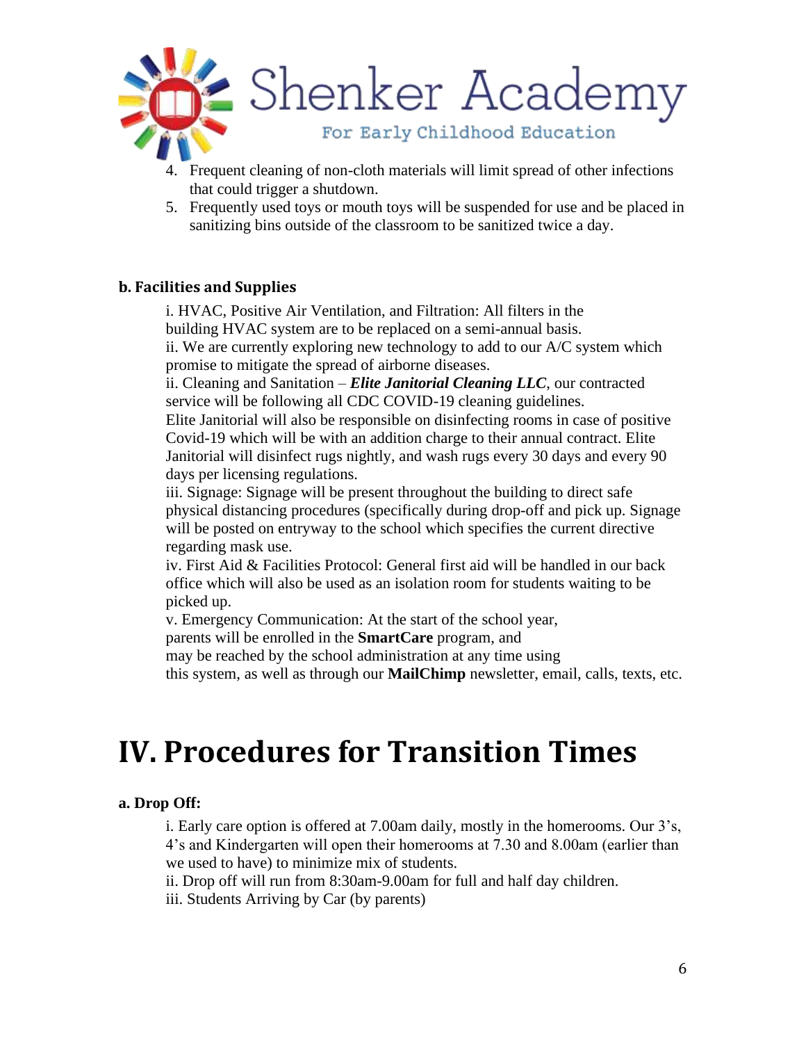4. Frequent cleaning of non-cloth materials will limit spread of other infections that could trigger a shutdown.
5. Frequently used toys or mouth toys will be suspended for use and be placed in sanitizing bins outside of the classroom to be sanitized twice a day.

### b. Facilities and Supplies

i. HVAC, Positive Air Ventilation, and Filtration: All filters in the building HVAC system are to be replaced on a semi-annual basis.
ii. We are currently exploring new technology to add to our A/C system which promise to mitigate the spread of airborne diseases.
ii. Cleaning and Sanitation – ***Elite Janitorial Cleaning LLC***, our contracted service will be following all CDC COVID-19 cleaning guidelines.
Elite Janitorial will also be responsible on disinfecting rooms in case of positive Covid-19 which will be with an addition charge to their annual contract. Elite Janitorial will disinfect rugs nightly, and wash rugs every 30 days and every 90 days per licensing regulations.
iii. Signage: Signage will be present throughout the building to direct safe physical distancing procedures (specifically during drop-off and pick up. Signage will be posted on entryway to the school which specifies the current directive regarding mask use.
iv. First Aid & Facilities Protocol: General first aid will be handled in our back office which will also be used as an isolation room for students waiting to be picked up.
v. Emergency Communication: At the start of the school year, parents will be enrolled in the **SmartCare** program, and may be reached by the school administration at any time using this system, as well as through our **MailChimp** newsletter, email, calls, texts, etc.

# IV. Procedures for Transition Times

### a. Drop Off:

i. Early care option is offered at 7.00am daily, mostly in the homerooms. Our 3's, 4's and Kindergarten will open their homerooms at 7.30 and 8.00am (earlier than we used to have) to minimize mix of students.
ii. Drop off will run from 8:30am-9.00am for full and half day children.
iii. Students Arriving by Car (by parents)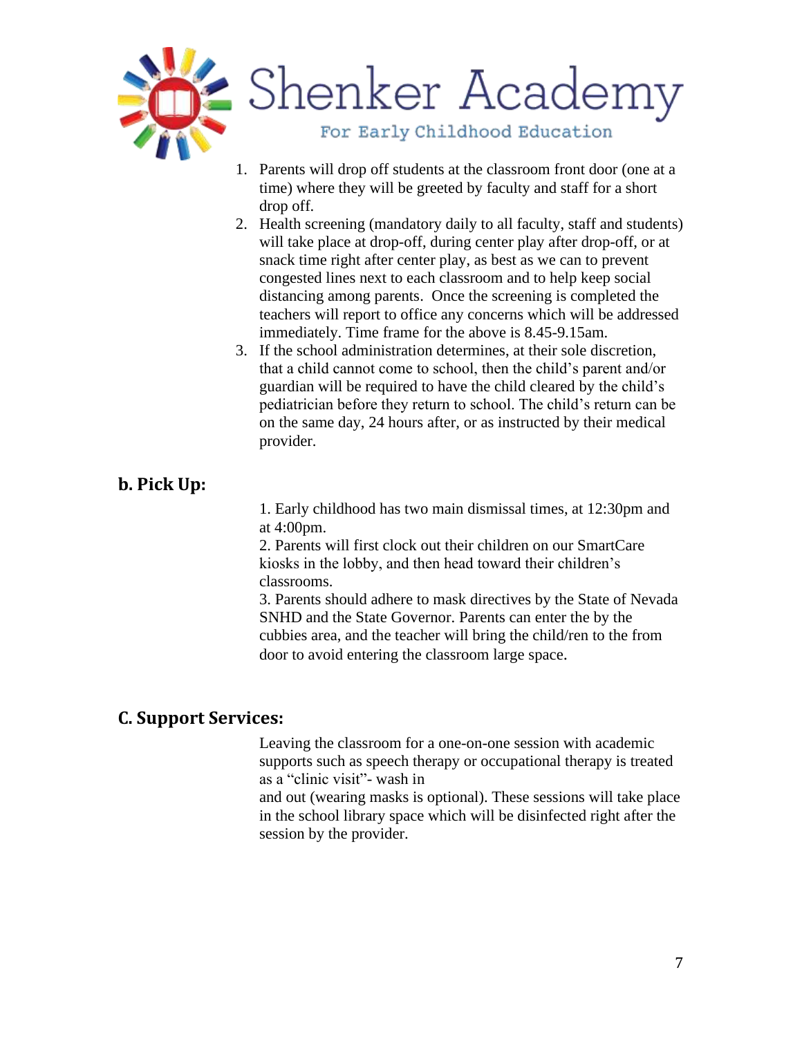1. Parents will drop off students at the classroom front door (one at a time) where they will be greeted by faculty and staff for a short drop off.
2. Health screening (mandatory daily to all faculty, staff and students) will take place at drop-off, during center play after drop-off, or at snack time right after center play, as best as we can to prevent congested lines next to each classroom and to help keep social distancing among parents. Once the screening is completed the teachers will report to office any concerns which will be addressed immediately. Time frame for the above is 8.45-9.15am.
3. If the school administration determines, at their sole discretion, that a child cannot come to school, then the child's parent and/or guardian will be required to have the child cleared by the child's pediatrician before they return to school. The child's return can be on the same day, 24 hours after, or as instructed by their medical provider.

## b. Pick Up:

1. Early childhood has two main dismissal times, at 12:30pm and at 4:00pm.
2. Parents will first clock out their children on our SmartCare kiosks in the lobby, and then head toward their children's classrooms.
3. Parents should adhere to mask directives by the State of Nevada SNHD and the State Governor. Parents can enter the by the cubbies area, and the teacher will bring the child/ren to the from door to avoid entering the classroom large space.

## C. Support Services:

Leaving the classroom for a one-on-one session with academic supports such as speech therapy or occupational therapy is treated as a "clinic visit"- wash in and out (wearing masks is optional). These sessions will take place in the school library space which will be disinfected right after the session by the provider.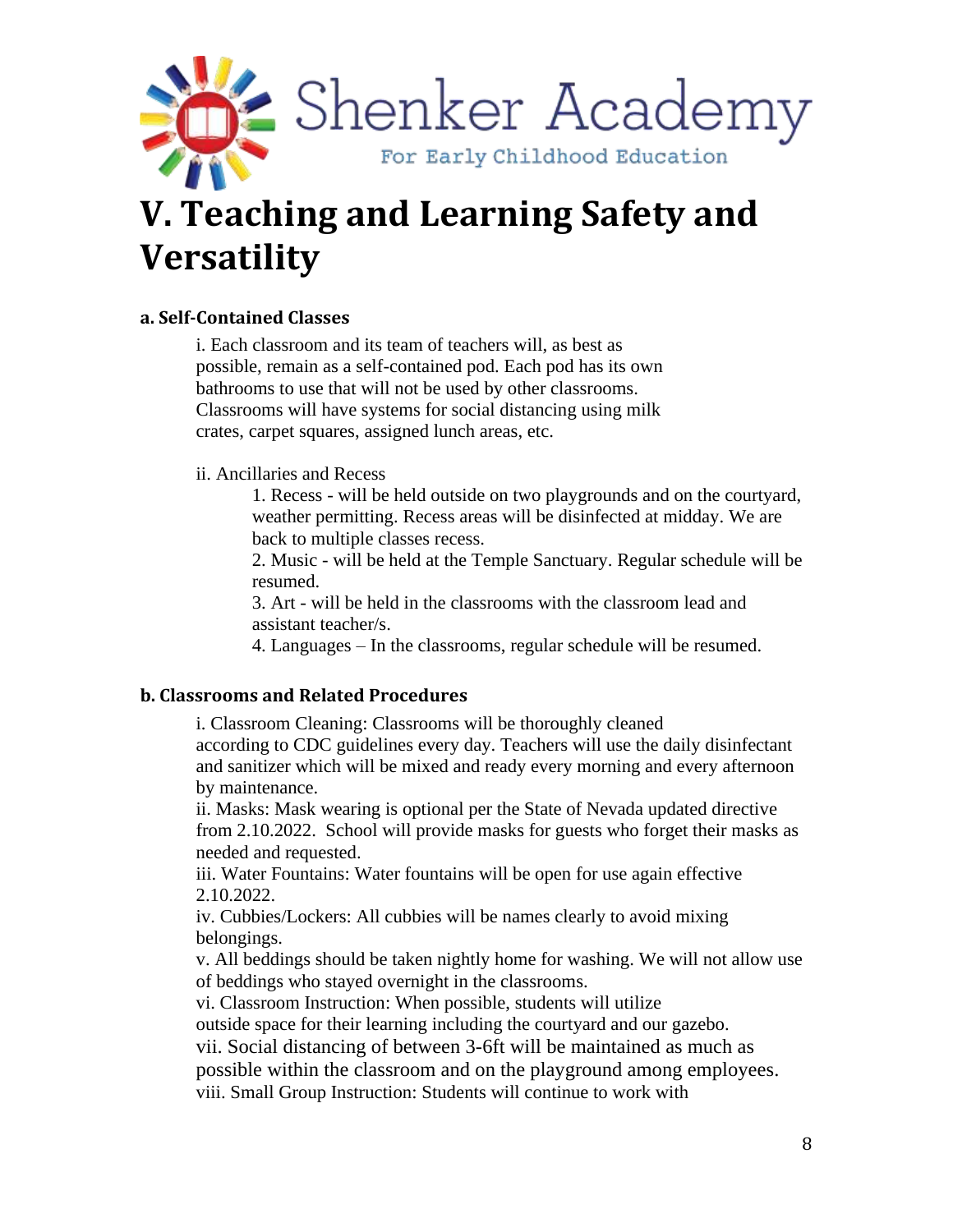Shenker Academy

For Early Childhood Education

# V. Teaching and Learning Safety and Versatility

### a. Self-Contained Classes

i. Each classroom and its team of teachers will, as best as possible, remain as a self-contained pod. Each pod has its own bathrooms to use that will not be used by other classrooms. Classrooms will have systems for social distancing using milk crates, carpet squares, assigned lunch areas, etc.

ii. Ancillaries and Recess

1. Recess - will be held outside on two playgrounds and on the courtyard, weather permitting. Recess areas will be disinfected at midday. We are back to multiple classes recess.
2. Music - will be held at the Temple Sanctuary. Regular schedule will be resumed.
3. Art - will be held in the classrooms with the classroom lead and assistant teacher/s.
4. Languages – In the classrooms, regular schedule will be resumed.

### b. Classrooms and Related Procedures

i. Classroom Cleaning: Classrooms will be thoroughly cleaned according to CDC guidelines every day. Teachers will use the daily disinfectant and sanitizer which will be mixed and ready every morning and every afternoon by maintenance.
ii. Masks: Mask wearing is optional per the State of Nevada updated directive from 2.10.2022. School will provide masks for guests who forget their masks as needed and requested.
iii. Water Fountains: Water fountains will be open for use again effective 2.10.2022.
iv. Cubbies/Lockers: All cubbies will be names clearly to avoid mixing belongings.
v. All beddings should be taken nightly home for washing. We will not allow use of beddings who stayed overnight in the classrooms.
vi. Classroom Instruction: When possible, students will utilize outside space for their learning including the courtyard and our gazebo.
vii. Social distancing of between 3-6ft will be maintained as much as possible within the classroom and on the playground among employees.
viii. Small Group Instruction: Students will continue to work with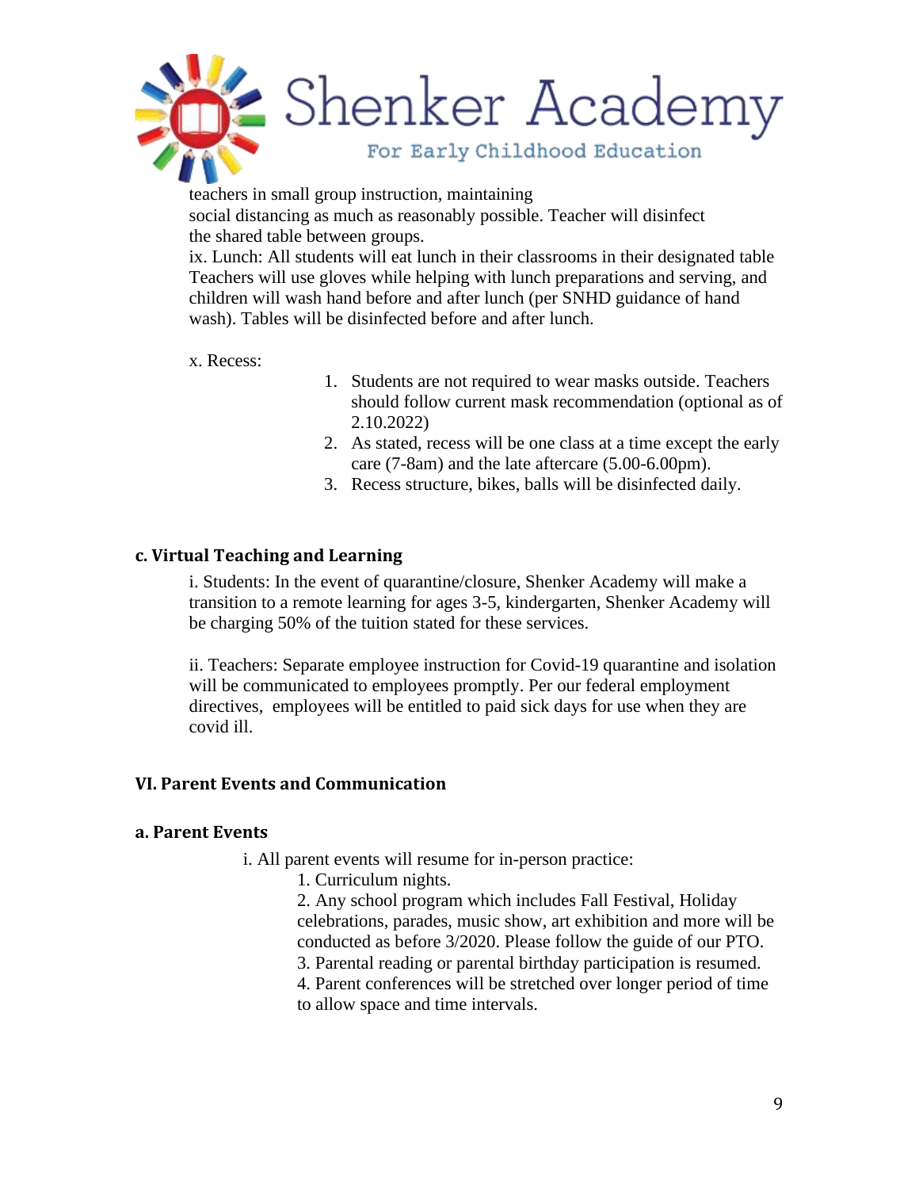teachers in small group instruction, maintaining
social distancing as much as reasonably possible. Teacher will disinfect the shared table between groups.

ix. Lunch: All students will eat lunch in their classrooms in their designated table Teachers will use gloves while helping with lunch preparations and serving, and children will wash hand before and after lunch (per SNHD guidance of hand wash). Tables will be disinfected before and after lunch.

x. Recess:

1. Students are not required to wear masks outside. Teachers should follow current mask recommendation (optional as of 2.10.2022)
2. As stated, recess will be one class at a time except the early care (7-8am) and the late aftercare (5.00-6.00pm).
3. Recess structure, bikes, balls will be disinfected daily.

### c. Virtual Teaching and Learning

i. Students: In the event of quarantine/closure, Shenker Academy will make a transition to a remote learning for ages 3-5, kindergarten, Shenker Academy will be charging 50% of the tuition stated for these services.

ii. Teachers: Separate employee instruction for Covid-19 quarantine and isolation will be communicated to employees promptly. Per our federal employment directives, employees will be entitled to paid sick days for use when they are covid ill.

## VI. Parent Events and Communication

### a. Parent Events

i. All parent events will resume for in-person practice:

1. Curriculum nights.
2. Any school program which includes Fall Festival, Holiday celebrations, parades, music show, art exhibition and more will be conducted as before 3/2020. Please follow the guide of our PTO.
3. Parental reading or parental birthday participation is resumed.
4. Parent conferences will be stretched over longer period of time to allow space and time intervals.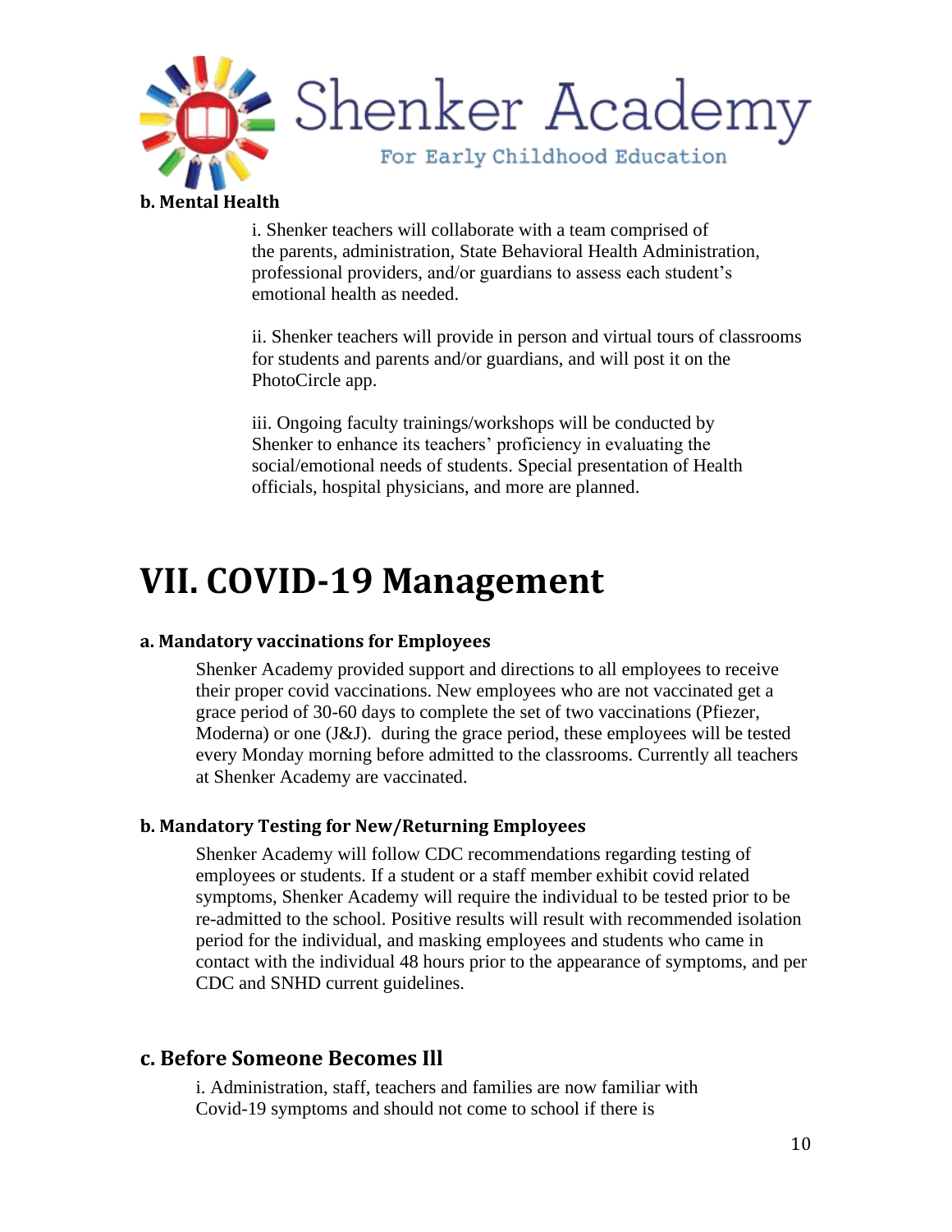**b. Mental Health**

i. Shenker teachers will collaborate with a team comprised of the parents, administration, State Behavioral Health Administration, professional providers, and/or guardians to assess each student's emotional health as needed.

ii. Shenker teachers will provide in person and virtual tours of classrooms for students and parents and/or guardians, and will post it on the PhotoCircle app.

iii. Ongoing faculty trainings/workshops will be conducted by Shenker to enhance its teachers' proficiency in evaluating the social/emotional needs of students. Special presentation of Health officials, hospital physicians, and more are planned.

# VII. COVID-19 Management

#### a. Mandatory vaccinations for Employees

Shenker Academy provided support and directions to all employees to receive their proper covid vaccinations. New employees who are not vaccinated get a grace period of 30-60 days to complete the set of two vaccinations (Pfiezer, Moderna) or one (J&J). during the grace period, these employees will be tested every Monday morning before admitted to the classrooms. Currently all teachers at Shenker Academy are vaccinated.

#### b. Mandatory Testing for New/Returning Employees

Shenker Academy will follow CDC recommendations regarding testing of employees or students. If a student or a staff member exhibit covid related symptoms, Shenker Academy will require the individual to be tested prior to be re-admitted to the school. Positive results will result with recommended isolation period for the individual, and masking employees and students who came in contact with the individual 48 hours prior to the appearance of symptoms, and per CDC and SNHD current guidelines.

### c. Before Someone Becomes Ill

i. Administration, staff, teachers and families are now familiar with Covid-19 symptoms and should not come to school if there is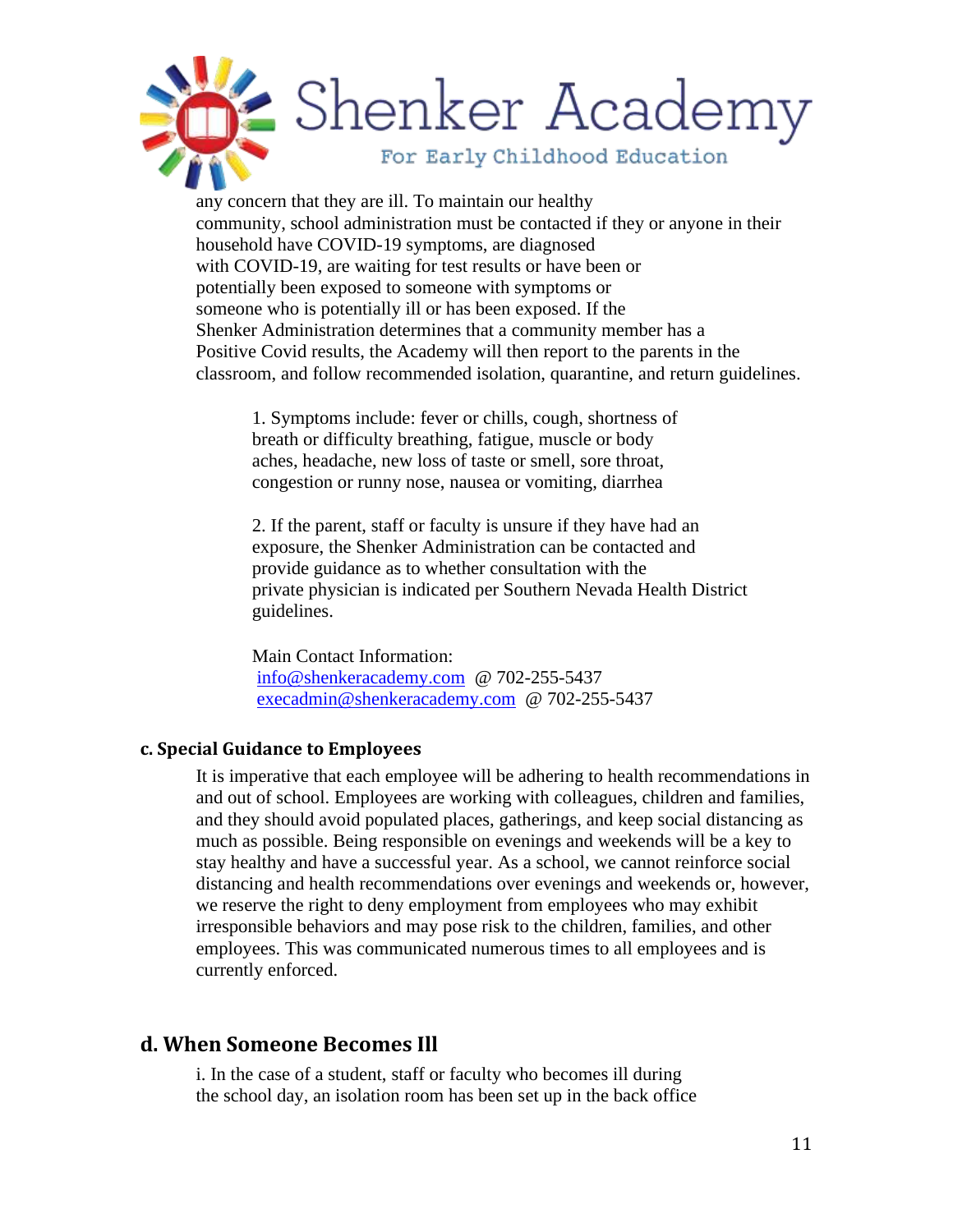any concern that they are ill. To maintain our healthy community, school administration must be contacted if they or anyone in their household have COVID-19 symptoms, are diagnosed with COVID-19, are waiting for test results or have been or potentially been exposed to someone with symptoms or someone who is potentially ill or has been exposed. If the Shenker Administration determines that a community member has a Positive Covid results, the Academy will then report to the parents in the classroom, and follow recommended isolation, quarantine, and return guidelines.

1. Symptoms include: fever or chills, cough, shortness of breath or difficulty breathing, fatigue, muscle or body aches, headache, new loss of taste or smell, sore throat, congestion or runny nose, nausea or vomiting, diarrhea

2. If the parent, staff or faculty is unsure if they have had an exposure, the Shenker Administration can be contacted and provide guidance as to whether consultation with the private physician is indicated per Southern Nevada Health District guidelines.

Main Contact Information:
info@shenkeracademy.com @ 702-255-5437
execadmin@shenkeracademy.com @ 702-255-5437

### c. Special Guidance to Employees

It is imperative that each employee will be adhering to health recommendations in and out of school. Employees are working with colleagues, children and families, and they should avoid populated places, gatherings, and keep social distancing as much as possible. Being responsible on evenings and weekends will be a key to stay healthy and have a successful year. As a school, we cannot reinforce social distancing and health recommendations over evenings and weekends or, however, we reserve the right to deny employment from employees who may exhibit irresponsible behaviors and may pose risk to the children, families, and other employees. This was communicated numerous times to all employees and is currently enforced.

## d. When Someone Becomes Ill

i. In the case of a student, staff or faculty who becomes ill during the school day, an isolation room has been set up in the back office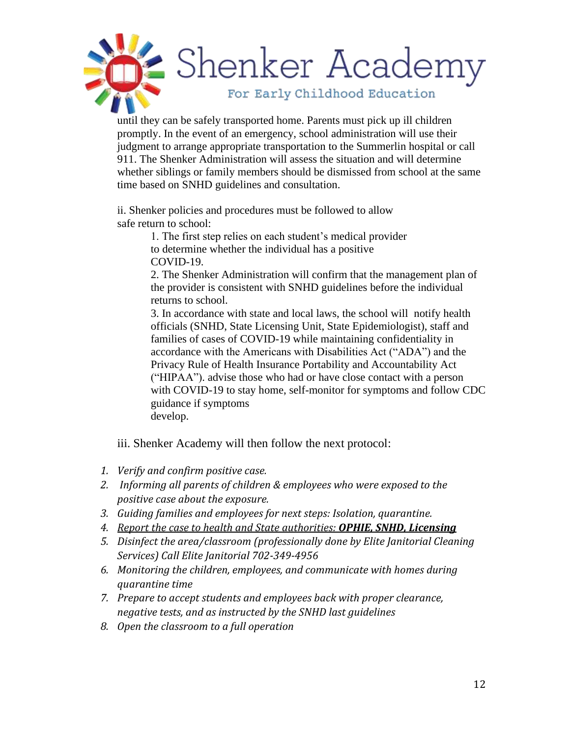until they can be safely transported home. Parents must pick up ill children promptly. In the event of an emergency, school administration will use their judgment to arrange appropriate transportation to the Summerlin hospital or call 911. The Shenker Administration will assess the situation and will determine whether siblings or family members should be dismissed from school at the same time based on SNHD guidelines and consultation.

ii. Shenker policies and procedures must be followed to allow safe return to school:

1. The first step relies on each student's medical provider to determine whether the individual has a positive COVID-19.
2. The Shenker Administration will confirm that the management plan of the provider is consistent with SNHD guidelines before the individual returns to school.
3. In accordance with state and local laws, the school will notify health officials (SNHD, State Licensing Unit, State Epidemiologist), staff and families of cases of COVID-19 while maintaining confidentiality in accordance with the Americans with Disabilities Act ("ADA") and the Privacy Rule of Health Insurance Portability and Accountability Act ("HIPAA"). advise those who had or have close contact with a person with COVID-19 to stay home, self-monitor for symptoms and follow CDC guidance if symptoms develop.

iii. Shenker Academy will then follow the next protocol:

1. *Verify and confirm positive case.*
2. *Informing all parents of children & employees who were exposed to the positive case about the exposure.*
3. *Guiding families and employees for next steps: Isolation, quarantine.*
4. *Report the case to health and State authorities:* ***OPHIE, SNHD, Licensing***
5. *Disinfect the area/classroom (professionally done by Elite Janitorial Cleaning Services) Call Elite Janitorial 702-349-4956*
6. *Monitoring the children, employees, and communicate with homes during quarantine time*
7. *Prepare to accept students and employees back with proper clearance, negative tests, and as instructed by the SNHD last guidelines*
8. *Open the classroom to a full operation*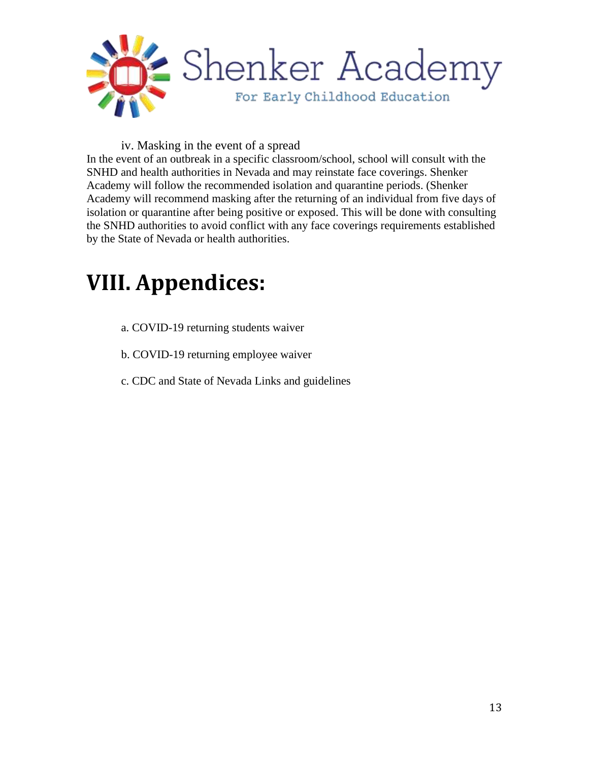iv. Masking in the event of a spread

In the event of an outbreak in a specific classroom/school, school will consult with the SNHD and health authorities in Nevada and may reinstate face coverings. Shenker Academy will follow the recommended isolation and quarantine periods. (Shenker Academy will recommend masking after the returning of an individual from five days of isolation or quarantine after being positive or exposed. This will be done with consulting the SNHD authorities to avoid conflict with any face coverings requirements established by the State of Nevada or health authorities.

# VIII. Appendices:

a. COVID-19 returning students waiver

b. COVID-19 returning employee waiver

c. CDC and State of Nevada Links and guidelines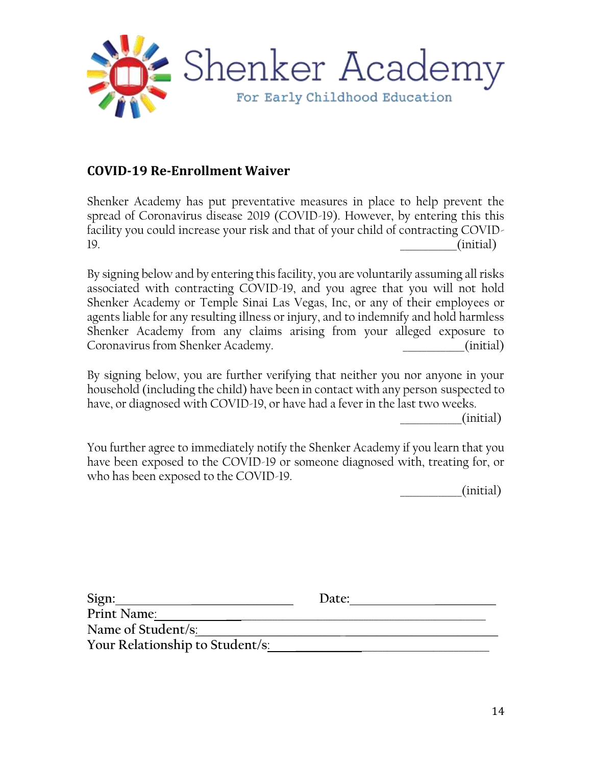Shenker Academy

For Early Childhood Education

## COVID-19 Re-Enrollment Waiver

Shenker Academy has put preventative measures in place to help prevent the spread of Coronavirus disease 2019 (COVID-19). However, by entering this this facility you could increase your risk and that of your child of contracting COVID-19. __________(initial)

By signing below and by entering this facility, you are voluntarily assuming all risks associated with contracting COVID-19, and you agree that you will not hold Shenker Academy or Temple Sinai Las Vegas, Inc, or any of their employees or agents liable for any resulting illness or injury, and to indemnify and hold harmless Shenker Academy from any claims arising from your alleged exposure to Coronavirus from Shenker Academy. __________(initial)

By signing below, you are further verifying that neither you nor anyone in your household (including the child) have been in contact with any person suspected to have, or diagnosed with COVID-19, or have had a fever in the last two weeks. __________(initial)

You further agree to immediately notify the Shenker Academy if you learn that you have been exposed to the COVID-19 or someone diagnosed with, treating for, or who has been exposed to the COVID-19. __________(initial)

Sign:______________________________ Date:______________________

Print Name:_____________________________________________

Name of Student/s:______________________________________

Your Relationship to Student/s:_______________________________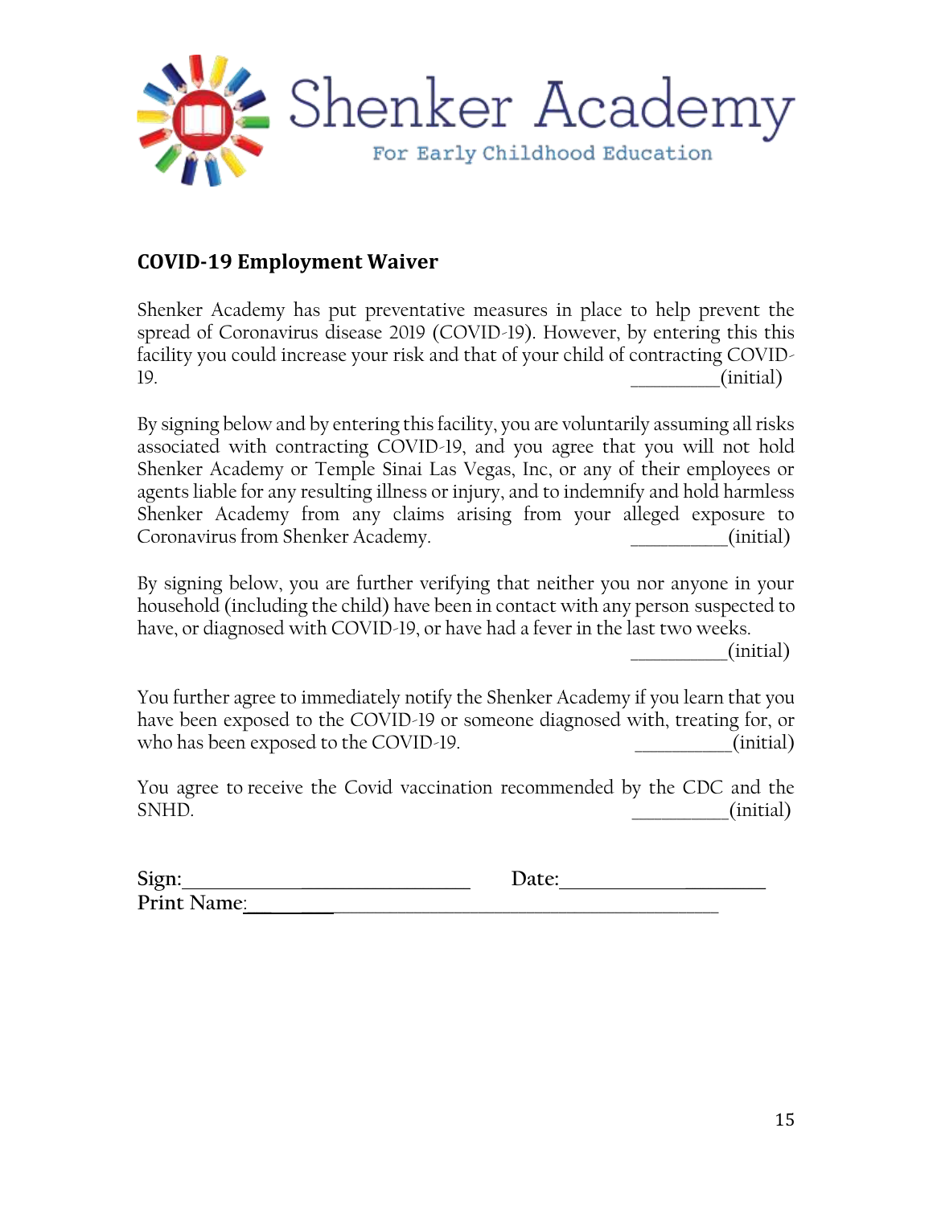Shenker Academy

For Early Childhood Education

## COVID-19 Employment Waiver

Shenker Academy has put preventative measures in place to help prevent the spread of Coronavirus disease 2019 (COVID-19). However, by entering this this facility you could increase your risk and that of your child of contracting COVID-19. _________(initial)

By signing below and by entering this facility, you are voluntarily assuming all risks associated with contracting COVID-19, and you agree that you will not hold Shenker Academy or Temple Sinai Las Vegas, Inc, or any of their employees or agents liable for any resulting illness or injury, and to indemnify and hold harmless Shenker Academy from any claims arising from your alleged exposure to Coronavirus from Shenker Academy. __________(initial)

By signing below, you are further verifying that neither you nor anyone in your household (including the child) have been in contact with any person suspected to have, or diagnosed with COVID-19, or have had a fever in the last two weeks. __________(initial)

You further agree to immediately notify the Shenker Academy if you learn that you have been exposed to the COVID-19 or someone diagnosed with, treating for, or who has been exposed to the COVID-19. __________(initial)

You agree to receive the Covid vaccination recommended by the CDC and the SNHD. __________(initial)

Sign:_____________________________ Date:____________________

Print Name:__________________________________________________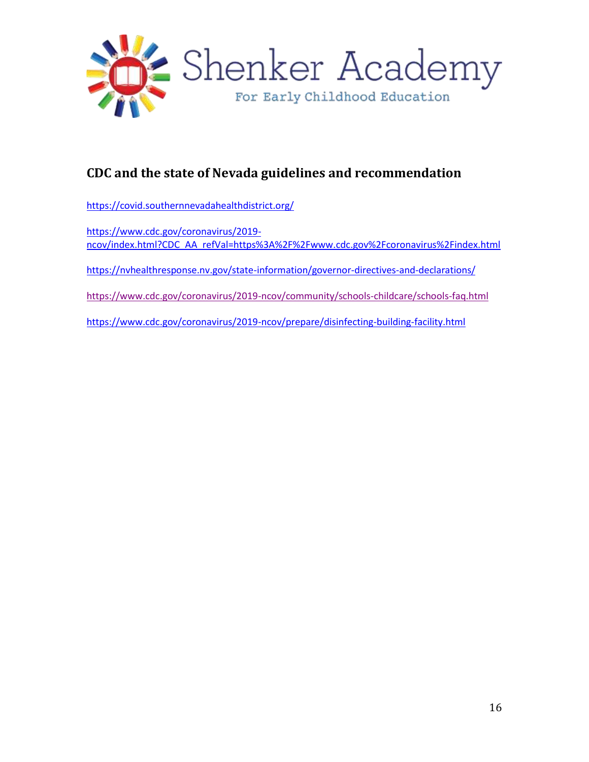Shenker Academy

For Early Childhood Education

## CDC and the state of Nevada guidelines and recommendation

https://covid.southernnevadahealthdistrict.org/

https://www.cdc.gov/coronavirus/2019-ncov/index.html?CDC_AA_refVal=https%3A%2F%2Fwww.cdc.gov%2Fcoronavirus%2Findex.html

https://nvhealthresponse.nv.gov/state-information/governor-directives-and-declarations/

https://www.cdc.gov/coronavirus/2019-ncov/community/schools-childcare/schools-faq.html

https://www.cdc.gov/coronavirus/2019-ncov/prepare/disinfecting-building-facility.html